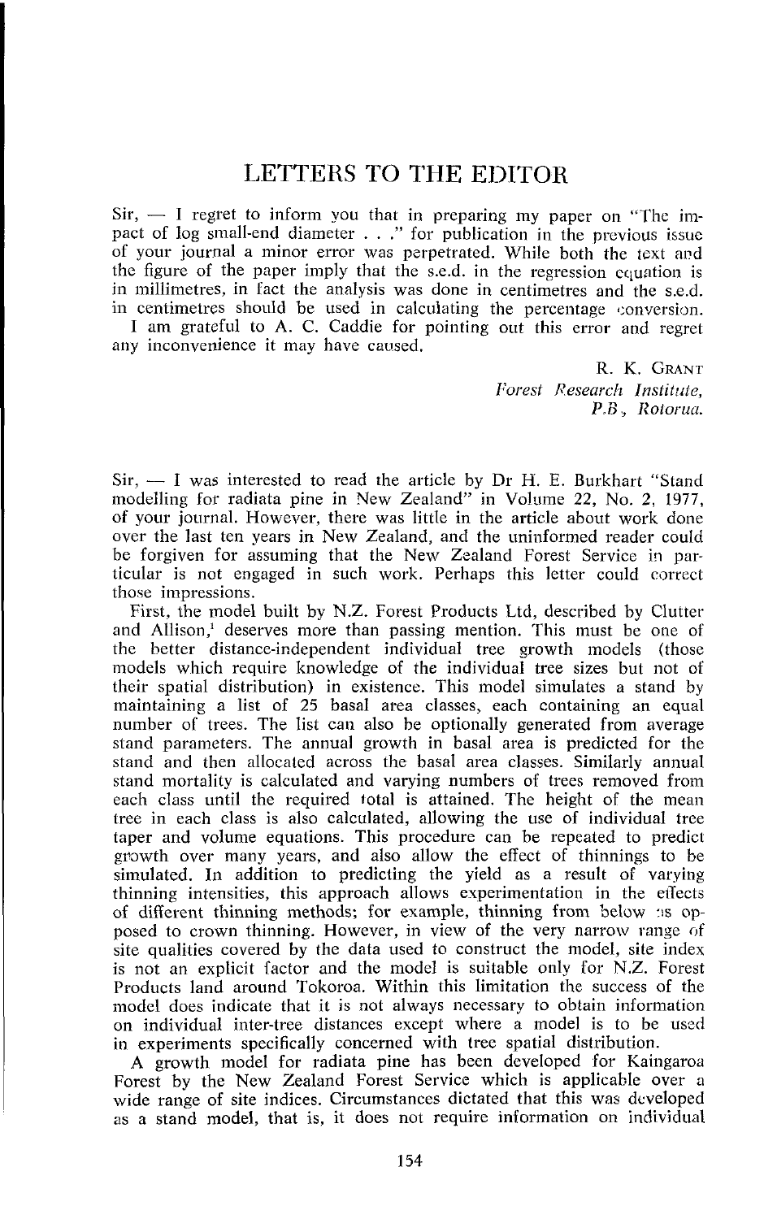# LETTERS TO THE EDITOR

Sir, — I regret to inform you that in preparing my paper on "The impact of log small-end diameter . . ." for publication in the previous issue of your journal a minor error was perpetrated. While both the text and the figure of the paper imply that the s.e.d. in the regression equation is in millimetres, in fact the analysis was done in centimetres and the s.e.d. in centimetres should be used in calculating the percentage conversion.

I am grateful to A. C. Caddie for pointing out this error and regret any inconvenience it may have caused.

R. K. GRANT
*Forest Research Institute,*
*P.B., Rotorua.*

Sir, — I was interested to read the article by Dr H. E. Burkhart "Stand modelling for radiata pine in New Zealand" in Volume 22, No. 2, 1977, of your journal. However, there was little in the article about work done over the last ten years in New Zealand, and the uninformed reader could be forgiven for assuming that the New Zealand Forest Service in particular is not engaged in such work. Perhaps this letter could correct those impressions.

First, the model built by N.Z. Forest Products Ltd, described by Clutter and Allison,[1] deserves more than passing mention. This must be one of the better distance-independent individual tree growth models (those models which require knowledge of the individual tree sizes but not of their spatial distribution) in existence. This model simulates a stand by maintaining a list of 25 basal area classes, each containing an equal number of trees. The list can also be optionally generated from average stand parameters. The annual growth in basal area is predicted for the stand and then allocated across the basal area classes. Similarly annual stand mortality is calculated and varying numbers of trees removed from each class until the required total is attained. The height of the mean tree in each class is also calculated, allowing the use of individual tree taper and volume equations. This procedure can be repeated to predict growth over many years, and also allow the effect of thinnings to be simulated. In addition to predicting the yield as a result of varying thinning intensities, this approach allows experimentation in the effects of different thinning methods; for example, thinning from below as opposed to crown thinning. However, in view of the very narrow range of site qualities covered by the data used to construct the model, site index is not an explicit factor and the model is suitable only for N.Z. Forest Products land around Tokoroa. Within this limitation the success of the model does indicate that it is not always necessary to obtain information on individual inter-tree distances except where a model is to be used in experiments specifically concerned with tree spatial distribution.

A growth model for radiata pine has been developed for Kaingaroa Forest by the New Zealand Forest Service which is applicable over a wide range of site indices. Circumstances dictated that this was developed as a stand model, that is, it does not require information on individual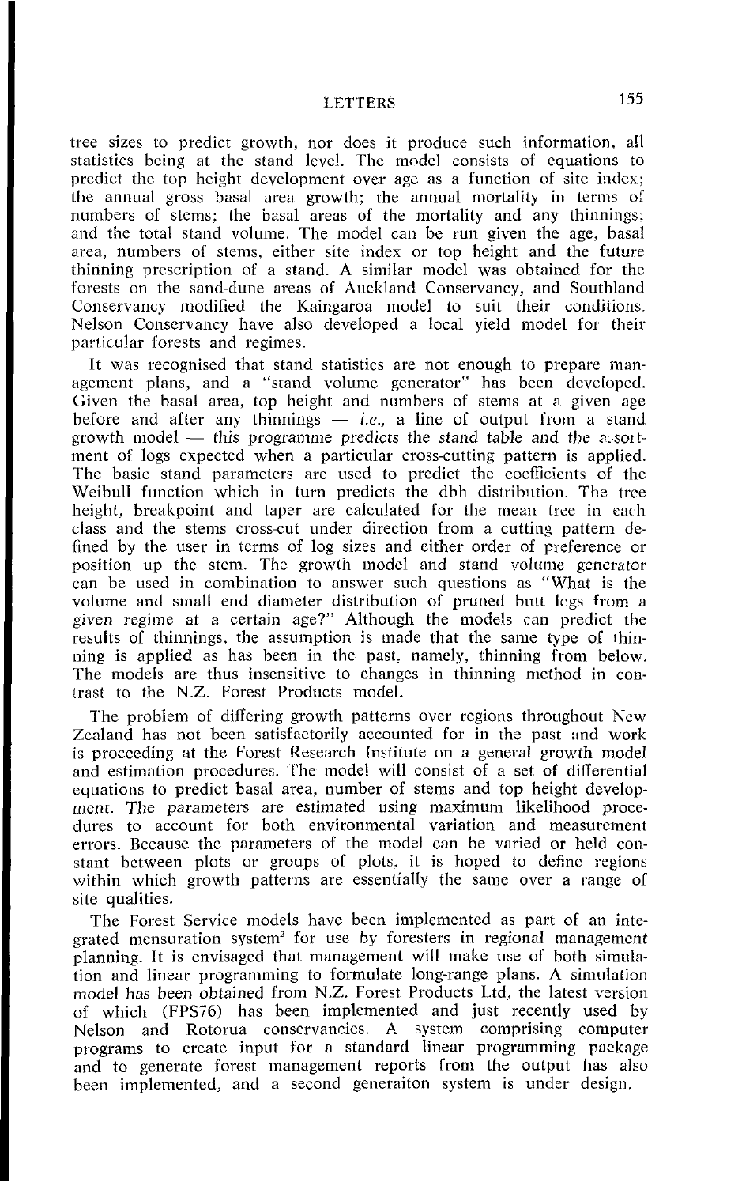tree sizes to predict growth, nor does it produce such information, all statistics being at the stand level. The model consists of equations to predict the top height development over age as a function of site index; the annual gross basal area growth; the annual mortality in terms of numbers of stems; the basal areas of the mortality and any thinnings; and the total stand volume. The model can be run given the age, basal area, numbers of stems, either site index or top height and the future thinning prescription of a stand. A similar model was obtained for the forests on the sand-dune areas of Auckland Conservancy, and Southland Conservancy modified the Kaingaroa model to suit their conditions. Nelson Conservancy have also developed a local yield model for their particular forests and regimes.

It was recognised that stand statistics are not enough to prepare management plans, and a "stand volume generator" has been developed. Given the basal area, top height and numbers of stems at a given age before and after any thinnings — *i.e.*, a line of output from a stand growth model — this programme predicts the stand table and the assortment of logs expected when a particular cross-cutting pattern is applied. The basic stand parameters are used to predict the coefficients of the Weibull function which in turn predicts the dbh distribution. The tree height, breakpoint and taper are calculated for the mean tree in each class and the stems cross-cut under direction from a cutting pattern defined by the user in terms of log sizes and either order of preference or position up the stem. The growth model and stand volume generator can be used in combination to answer such questions as "What is the volume and small end diameter distribution of pruned butt logs from a given regime at a certain age?" Although the models can predict the results of thinnings, the assumption is made that the same type of thinning is applied as has been in the past, namely, thinning from below. The models are thus insensitive to changes in thinning method in contrast to the N.Z. Forest Products model.

The problem of differing growth patterns over regions throughout New Zealand has not been satisfactorily accounted for in the past and work is proceeding at the Forest Research Institute on a general growth model and estimation procedures. The model will consist of a set of differential equations to predict basal area, number of stems and top height development. The parameters are estimated using maximum likelihood procedures to account for both environmental variation and measurement errors. Because the parameters of the model can be varied or held constant between plots or groups of plots, it is hoped to define regions within which growth patterns are essentially the same over a range of site qualities.

The Forest Service models have been implemented as part of an integrated mensuration system[2] for use by foresters in regional management planning. It is envisaged that management will make use of both simulation and linear programming to formulate long-range plans. A simulation model has been obtained from N.Z. Forest Products Ltd, the latest version of which (FPS76) has been implemented and just recently used by Nelson and Rotorua conservancies. A system comprising computer programs to create input for a standard linear programming package and to generate forest management reports from the output has also been implemented, and a second generaiton system is under design.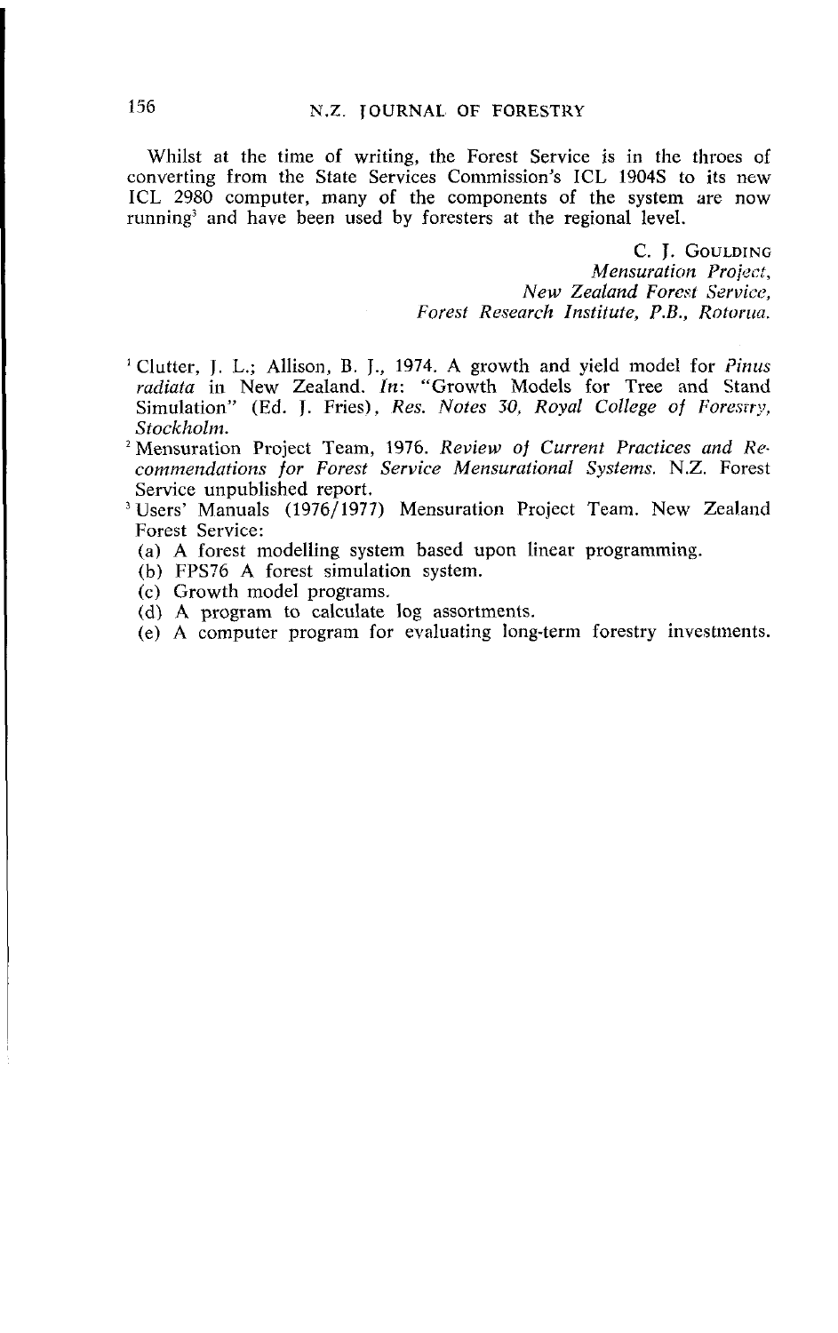Whilst at the time of writing, the Forest Service is in the throes of converting from the State Services Commission's ICL 1904S to its new ICL 2980 computer, many of the components of the system are now running[3] and have been used by foresters at the regional level.

C. J. GOULDING
*Mensuration Project,*
*New Zealand Forest Service,*
*Forest Research Institute, P.B., Rotorua.*

[1] Clutter, J. L.; Allison, B. J., 1974. A growth and yield model for *Pinus radiata* in New Zealand. *In*: "Growth Models for Tree and Stand Simulation" (Ed. J. Fries), *Res. Notes 30, Royal College of Forestry, Stockholm.*

[2] Mensuration Project Team, 1976. *Review of Current Practices and Recommendations for Forest Service Mensurational Systems.* N.Z. Forest Service unpublished report.

[3] Users' Manuals (1976/1977) Mensuration Project Team. New Zealand Forest Service:

(a) A forest modelling system based upon linear programming.
(b) FPS76 A forest simulation system.
(c) Growth model programs.
(d) A program to calculate log assortments.
(e) A computer program for evaluating long-term forestry investments.